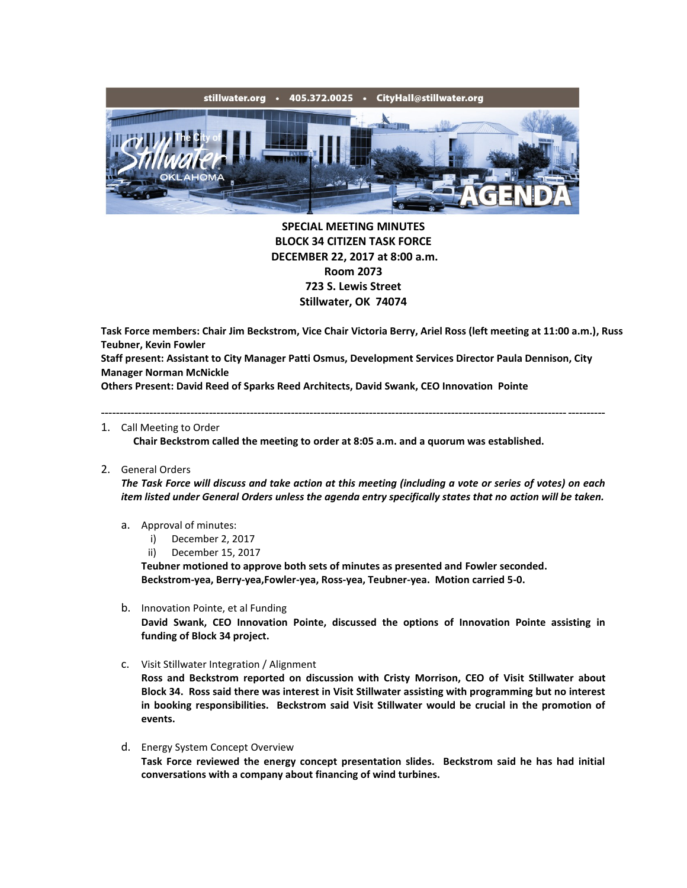stillwater.org • 405.372.0025 • CityHall@stillwater.org

**SPECIAL MEETING MINUTES**
**BLOCK 34 CITIZEN TASK FORCE**
**DECEMBER 22, 2017 at 8:00 a.m.**
**Room 2073**
**723 S. Lewis Street**
**Stillwater, OK 74074**

**Task Force members: Chair Jim Beckstrom, Vice Chair Victoria Berry, Ariel Ross (left meeting at 11:00 a.m.), Russ Teubner, Kevin Fowler**
**Staff present: Assistant to City Manager Patti Osmus, Development Services Director Paula Dennison, City Manager Norman McNickle**
**Others Present: David Reed of Sparks Reed Architects, David Swank, CEO Innovation Pointe**

---

1. Call Meeting to Order
   **Chair Beckstrom called the meeting to order at 8:05 a.m. and a quorum was established.**

2. General Orders
   ***The Task Force will discuss and take action at this meeting (including a vote or series of votes) on each item listed under General Orders unless the agenda entry specifically states that no action will be taken.***

   a. Approval of minutes:
      i) December 2, 2017
      ii) December 15, 2017
      **Teubner motioned to approve both sets of minutes as presented and Fowler seconded. Beckstrom-yea, Berry-yea,Fowler-yea, Ross-yea, Teubner-yea. Motion carried 5-0.**

   b. Innovation Pointe, et al Funding
      **David Swank, CEO Innovation Pointe, discussed the options of Innovation Pointe assisting in funding of Block 34 project.**

   c. Visit Stillwater Integration / Alignment
      **Ross and Beckstrom reported on discussion with Cristy Morrison, CEO of Visit Stillwater about Block 34. Ross said there was interest in Visit Stillwater assisting with programming but no interest in booking responsibilities. Beckstrom said Visit Stillwater would be crucial in the promotion of events.**

   d. Energy System Concept Overview
      **Task Force reviewed the energy concept presentation slides. Beckstrom said he has had initial conversations with a company about financing of wind turbines.**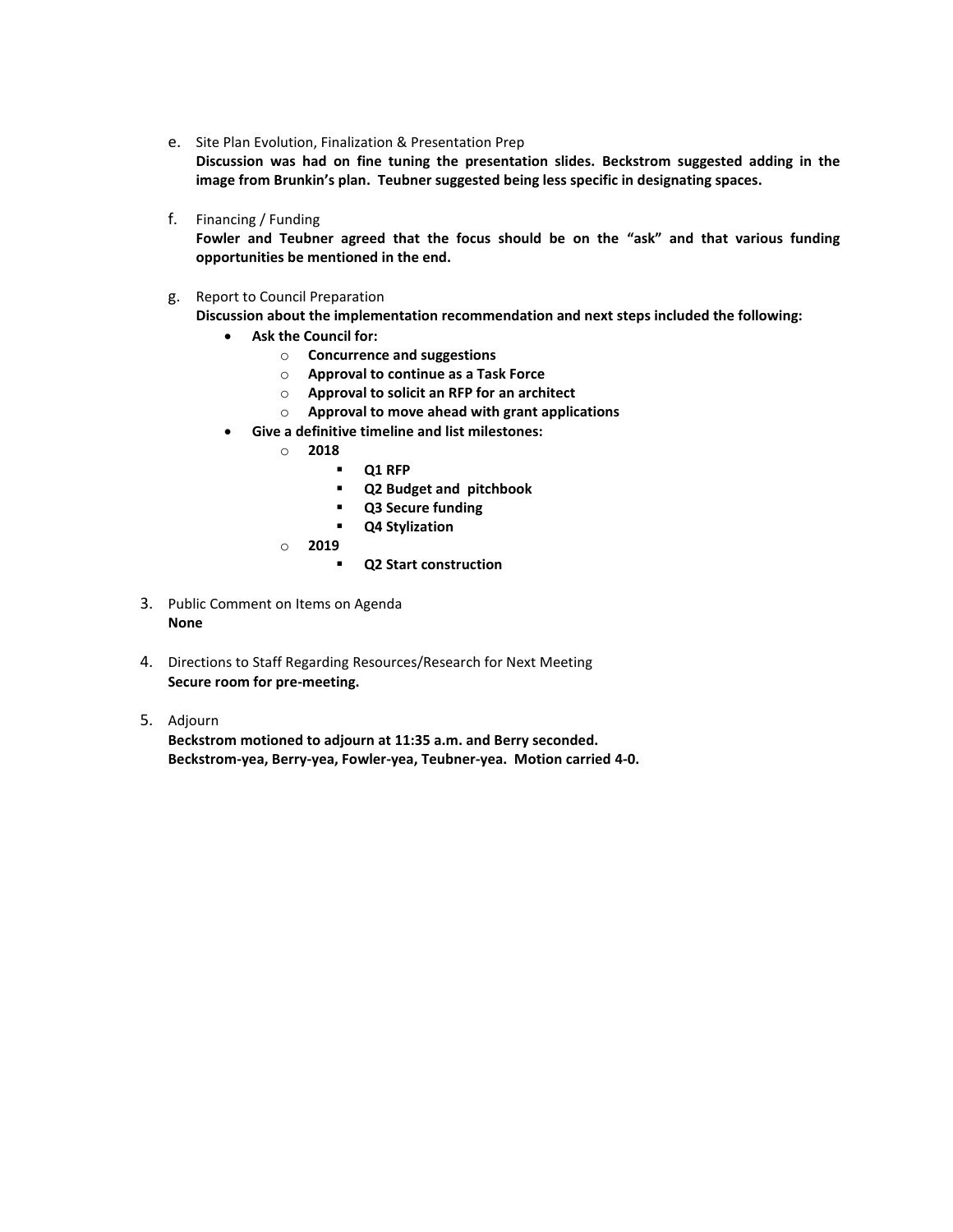e. Site Plan Evolution, Finalization & Presentation Prep
   **Discussion was had on fine tuning the presentation slides. Beckstrom suggested adding in the image from Brunkin's plan. Teubner suggested being less specific in designating spaces.**

f. Financing / Funding
   **Fowler and Teubner agreed that the focus should be on the "ask" and that various funding opportunities be mentioned in the end.**

g. Report to Council Preparation
   **Discussion about the implementation recommendation and next steps included the following:**
   - **Ask the Council for:**
     - **Concurrence and suggestions**
     - **Approval to continue as a Task Force**
     - **Approval to solicit an RFP for an architect**
     - **Approval to move ahead with grant applications**
   - **Give a definitive timeline and list milestones:**
     - **2018**
       - **Q1 RFP**
       - **Q2 Budget and pitchbook**
       - **Q3 Secure funding**
       - **Q4 Stylization**
     - **2019**
       - **Q2 Start construction**

3. Public Comment on Items on Agenda
   **None**

4. Directions to Staff Regarding Resources/Research for Next Meeting
   **Secure room for pre-meeting.**

5. Adjourn
   **Beckstrom motioned to adjourn at 11:35 a.m. and Berry seconded.**
   **Beckstrom-yea, Berry-yea, Fowler-yea, Teubner-yea. Motion carried 4-0.**